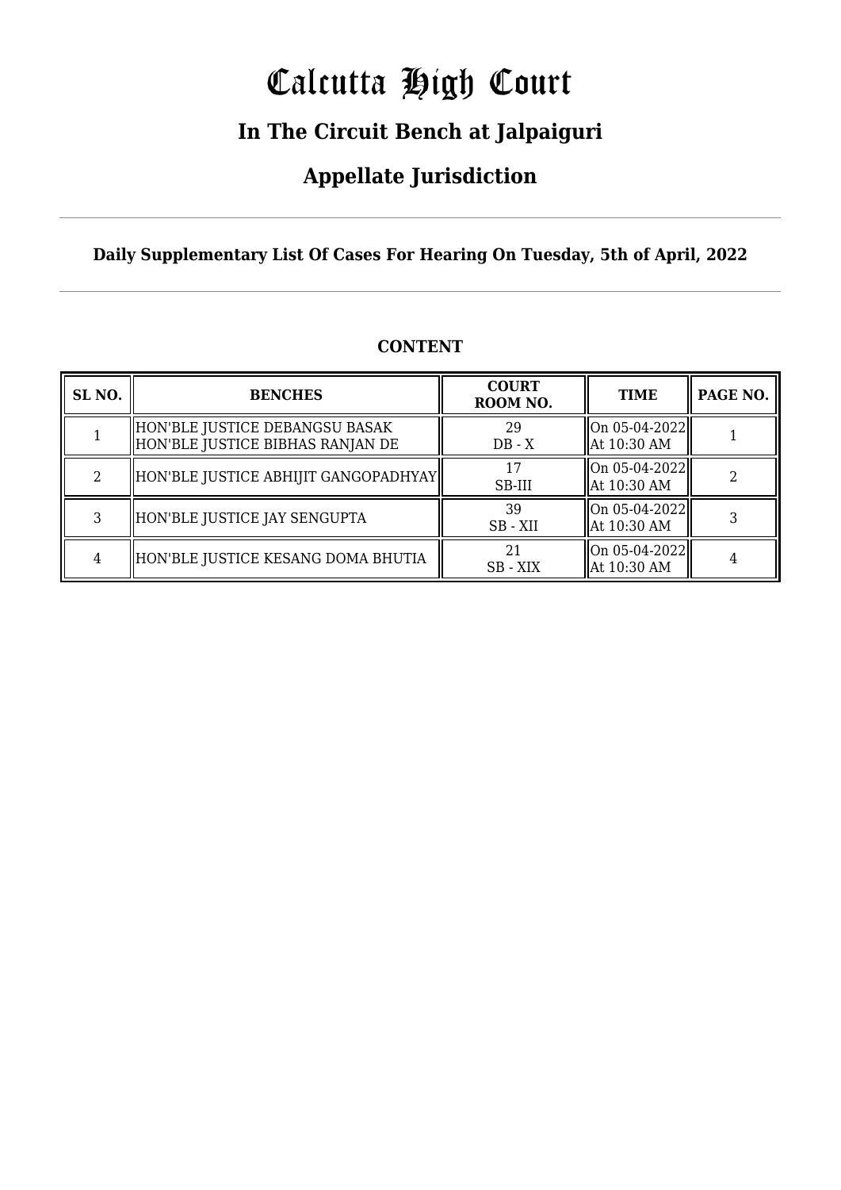# Calcutta High Court

## In The Circuit Bench at Jalpaiguri

## Appellate Jurisdiction

**Daily Supplementary List Of Cases For Hearing On Tuesday, 5th of April, 2022**

### CONTENT

| SL NO. | BENCHES | COURT ROOM NO. | TIME | PAGE NO. |
|---|---|---|---|---|
| 1 | HON'BLE JUSTICE DEBANGSU BASAK<br>HON'BLE JUSTICE BIBHAS RANJAN DE | 29<br>DB - X | On 05-04-2022<br>At 10:30 AM | 1 |
| 2 | HON'BLE JUSTICE ABHIJIT GANGOPADHYAY | 17<br>SB-III | On 05-04-2022<br>At 10:30 AM | 2 |
| 3 | HON'BLE JUSTICE JAY SENGUPTA | 39<br>SB - XII | On 05-04-2022<br>At 10:30 AM | 3 |
| 4 | HON'BLE JUSTICE KESANG DOMA BHUTIA | 21<br>SB - XIX | On 05-04-2022<br>At 10:30 AM | 4 |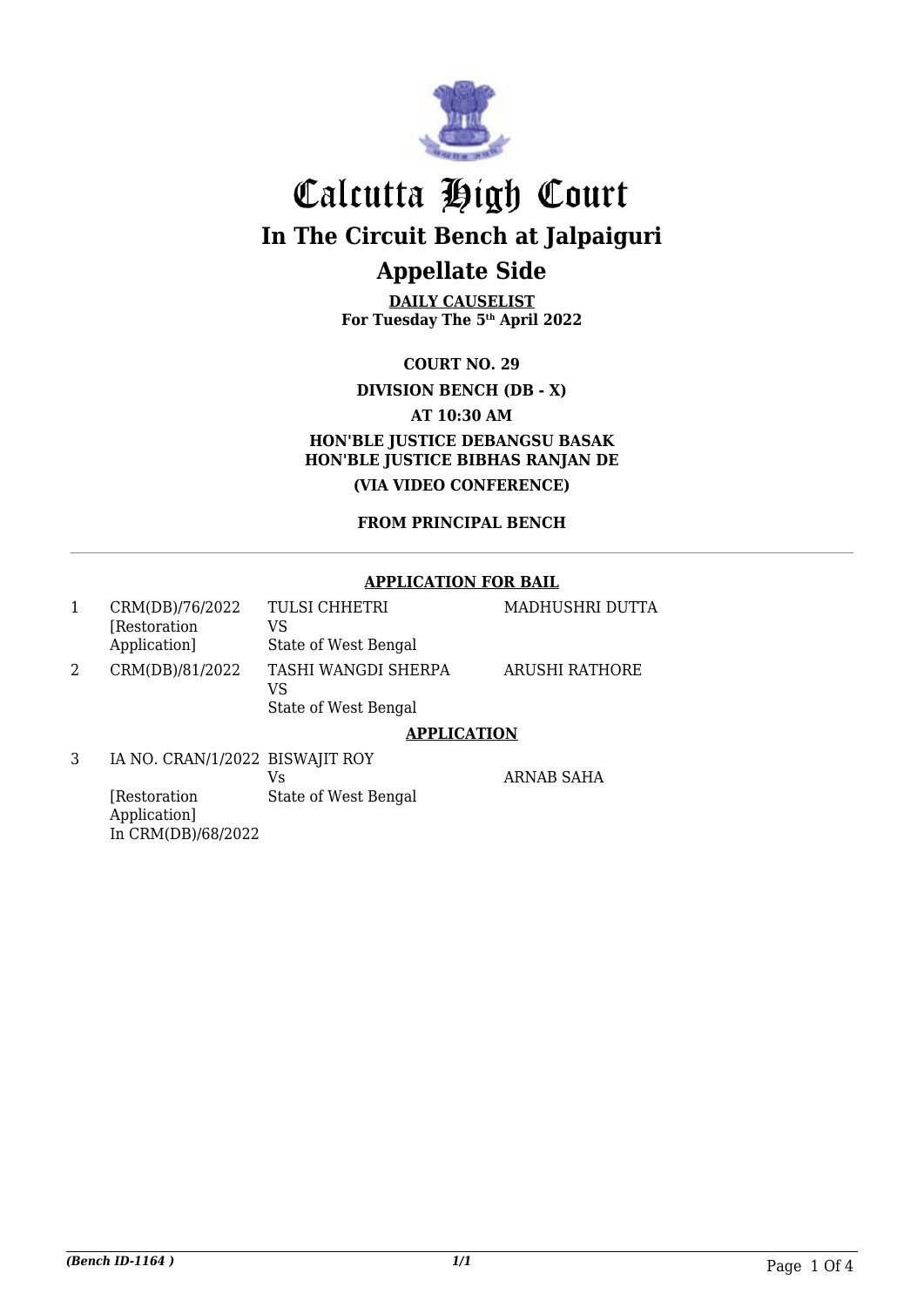# Calcutta High Court

## In The Circuit Bench at Jalpaiguri

## Appellate Side

**DAILY CAUSELIST**
**For Tuesday The 5th April 2022**

**COURT NO. 29**

**DIVISION BENCH (DB - X)**

**AT 10:30 AM**

**HON'BLE JUSTICE DEBANGSU BASAK**
**HON'BLE JUSTICE BIBHAS RANJAN DE**

**(VIA VIDEO CONFERENCE)**

**FROM PRINCIPAL BENCH**

---

**APPLICATION FOR BAIL**

| | | | |
|---|---|---|---|
| 1 | CRM(DB)/76/2022 [Restoration Application] | TULSI CHHETRI VS State of West Bengal | MADHUSHRI DUTTA |
| 2 | CRM(DB)/81/2022 | TASHI WANGDI SHERPA VS State of West Bengal | ARUSHI RATHORE |

**APPLICATION**

| | | | |
|---|---|---|---|
| 3 | IA NO. CRAN/1/2022 [Restoration Application] In CRM(DB)/68/2022 | BISWAJIT ROY Vs State of West Bengal | ARNAB SAHA |

*(Bench ID-1164 )*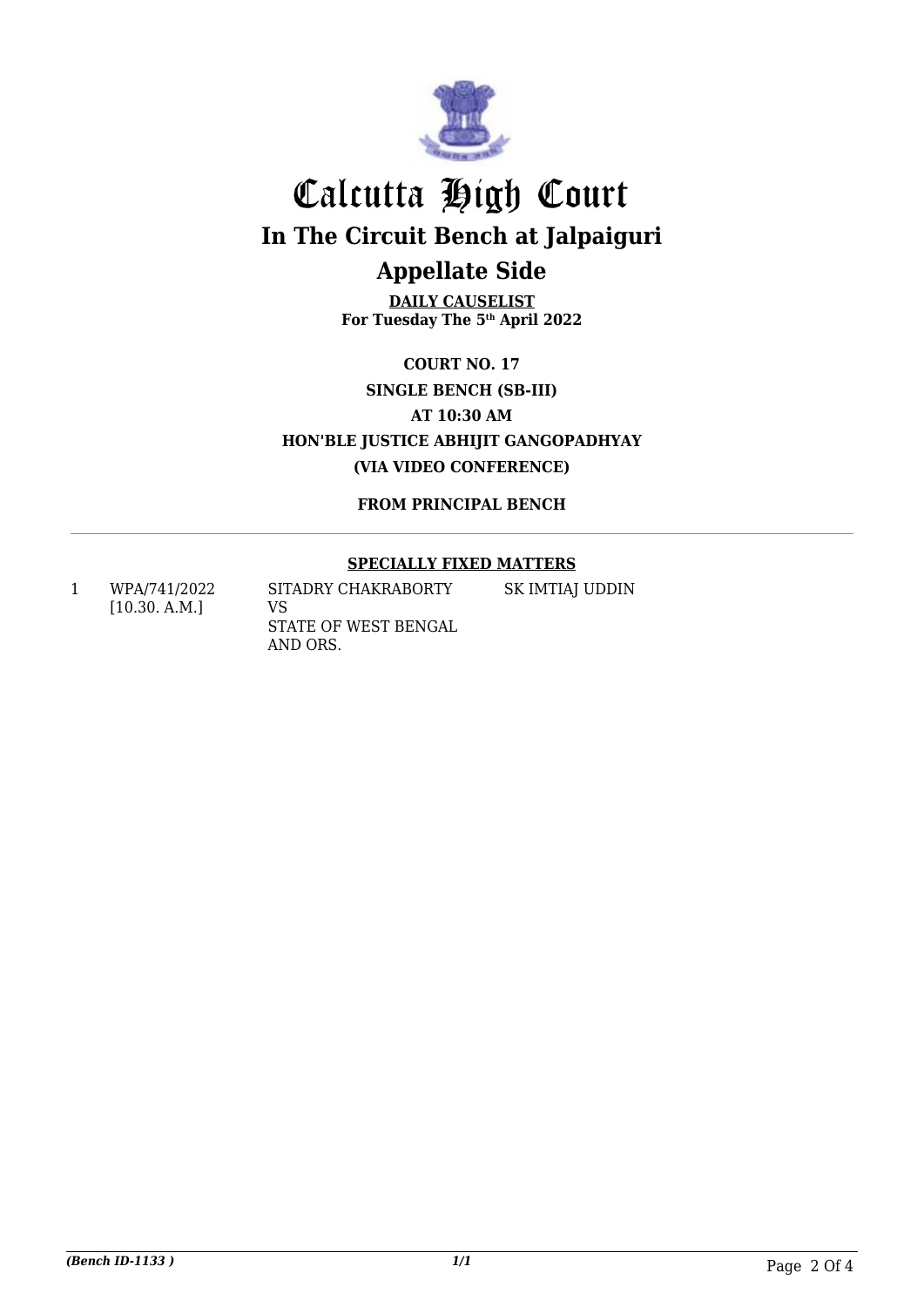# Calcutta High Court

## In The Circuit Bench at Jalpaiguri

## Appellate Side

**DAILY CAUSELIST**
**For Tuesday The 5th April 2022**

**COURT NO. 17**
**SINGLE BENCH (SB-III)**
**AT 10:30 AM**
**HON'BLE JUSTICE ABHIJIT GANGOPADHYAY**
**(VIA VIDEO CONFERENCE)**

**FROM PRINCIPAL BENCH**

**SPECIALLY FIXED MATTERS**

| | | | |
|---|---|---|---|
| 1 | WPA/741/2022 [10.30. A.M.] | SITADRY CHAKRABORTY VS STATE OF WEST BENGAL AND ORS. | SK IMTIAJ UDDIN |

*(Bench ID-1133 )* 1/1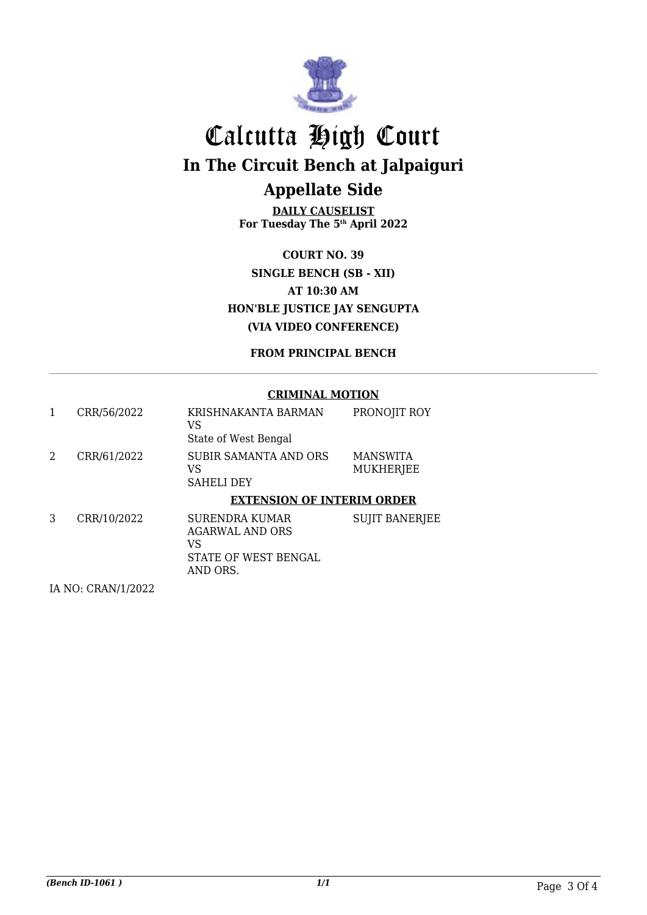# Calcutta High Court

## In The Circuit Bench at Jalpaiguri

## Appellate Side

**DAILY CAUSELIST**
**For Tuesday The 5th April 2022**

**COURT NO. 39**
**SINGLE BENCH (SB - XII)**
**AT 10:30 AM**
**HON'BLE JUSTICE JAY SENGUPTA**
**(VIA VIDEO CONFERENCE)**

**FROM PRINCIPAL BENCH**

**CRIMINAL MOTION**

| | | | |
|---|---|---|---|
| 1 | CRR/56/2022 | KRISHNAKANTA BARMAN<br>VS<br>State of West Bengal | PRONOJIT ROY |
| 2 | CRR/61/2022 | SUBIR SAMANTA AND ORS<br>VS<br>SAHELI DEY | MANSWITA MUKHERJEE |

**EXTENSION OF INTERIM ORDER**

| | | | |
|---|---|---|---|
| 3 | CRR/10/2022 | SURENDRA KUMAR AGARWAL AND ORS<br>VS<br>STATE OF WEST BENGAL AND ORS. | SUJIT BANERJEE |

IA NO: CRAN/1/2022

*(Bench ID-1061 )*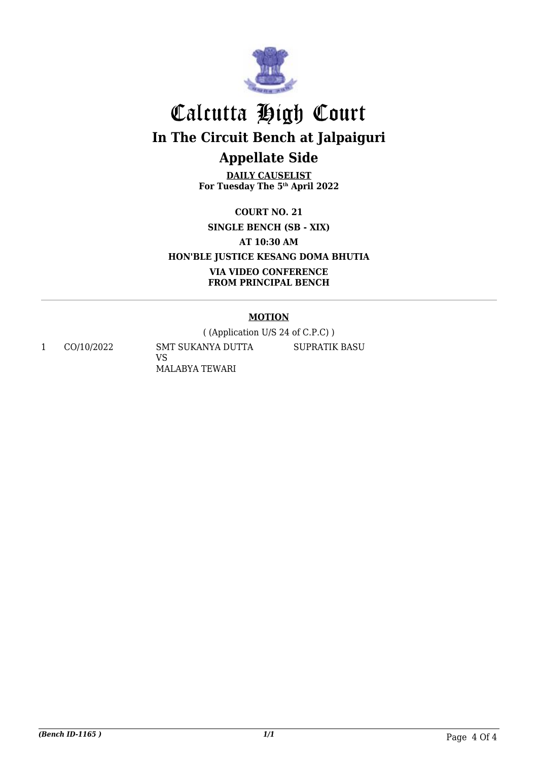# Calcutta High Court

## In The Circuit Bench at Jalpaiguri

## Appellate Side

**DAILY CAUSELIST**
**For Tuesday The 5th April 2022**

**COURT NO. 21**

**SINGLE BENCH (SB - XIX)**

**AT 10:30 AM**

**HON'BLE JUSTICE KESANG DOMA BHUTIA**

**VIA VIDEO CONFERENCE**
**FROM PRINCIPAL BENCH**

---

**MOTION**

( (Application U/S 24 of C.P.C) )

| | | | |
|---|---|---|---|
| 1 | CO/10/2022 | SMT SUKANYA DUTTA<br>VS<br>MALABYA TEWARI | SUPRATIK BASU |

*(Bench ID-1165 )* *1/1*